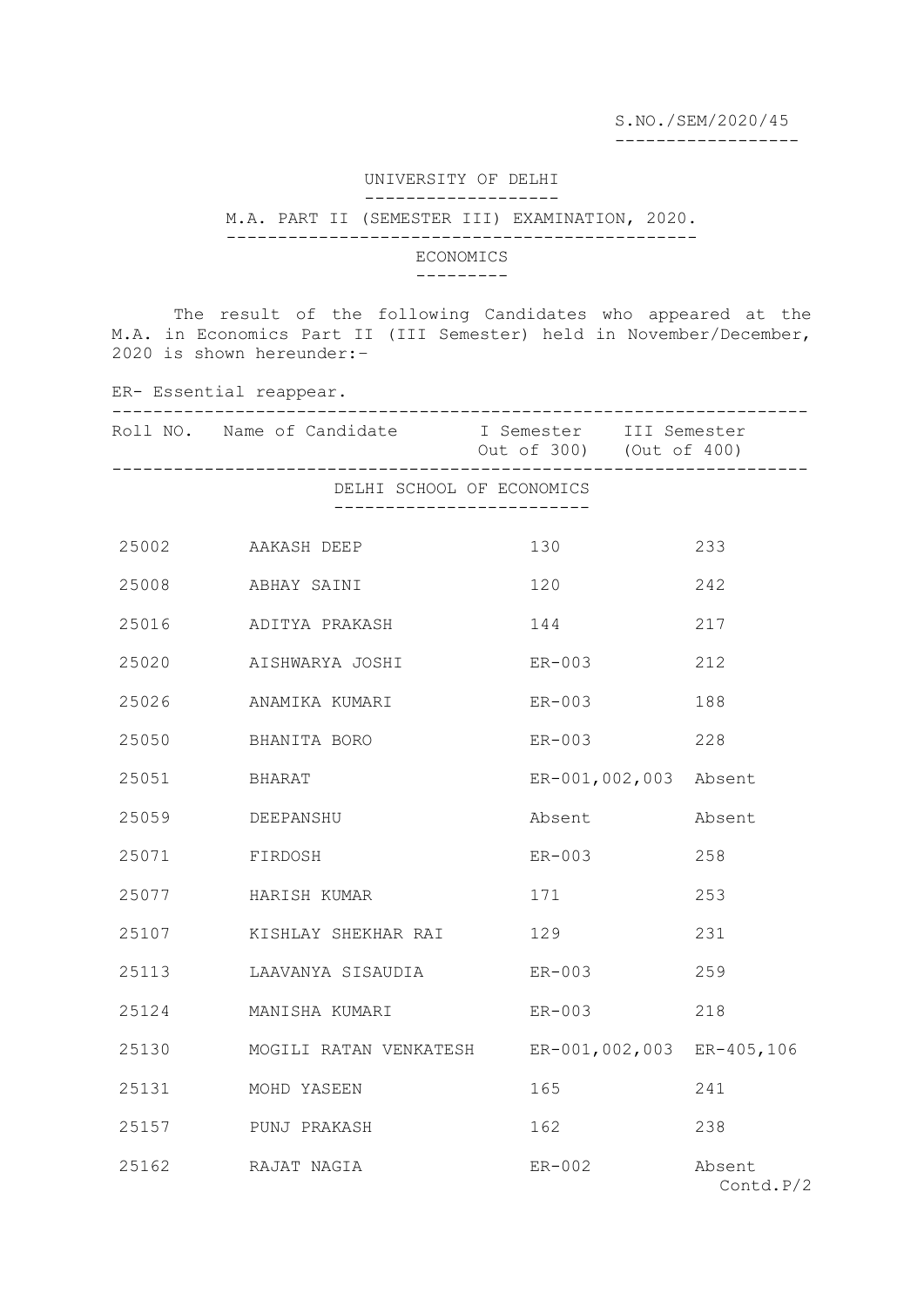S.NO./SEM/2020/45

# UNIVERSITY OF DELHI

## M.A. PART II (SEMESTER III) EXAMINATION, 2020.

### ECONOMICS

The result of the following Candidates who appeared at the M.A. in Economics Part II (III Semester) held in November/December, 2020 is shown hereunder:-

ER- Essential reappear.

| Roll NO. | Name of Candidate | I Semester Out of 300) | III Semester (Out of 400) |
|---|---|---|---|
| | DELHI SCHOOL OF ECONOMICS | | |
| 25002 | AAKASH DEEP | 130 | 233 |
| 25008 | ABHAY SAINI | 120 | 242 |
| 25016 | ADITYA PRAKASH | 144 | 217 |
| 25020 | AISHWARYA JOSHI | ER-003 | 212 |
| 25026 | ANAMIKA KUMARI | ER-003 | 188 |
| 25050 | BHANITA BORO | ER-003 | 228 |
| 25051 | BHARAT | ER-001,002,003 | Absent |
| 25059 | DEEPANSHU | Absent | Absent |
| 25071 | FIRDOSH | ER-003 | 258 |
| 25077 | HARISH KUMAR | 171 | 253 |
| 25107 | KISHLAY SHEKHAR RAI | 129 | 231 |
| 25113 | LAAVANYA SISAUDIA | ER-003 | 259 |
| 25124 | MANISHA KUMARI | ER-003 | 218 |
| 25130 | MOGILI RATAN VENKATESH | ER-001,002,003 | ER-405,106 |
| 25131 | MOHD YASEEN | 165 | 241 |
| 25157 | PUNJ PRAKASH | 162 | 238 |
| 25162 | RAJAT NAGIA | ER-002 | Absent |

Contd.P/2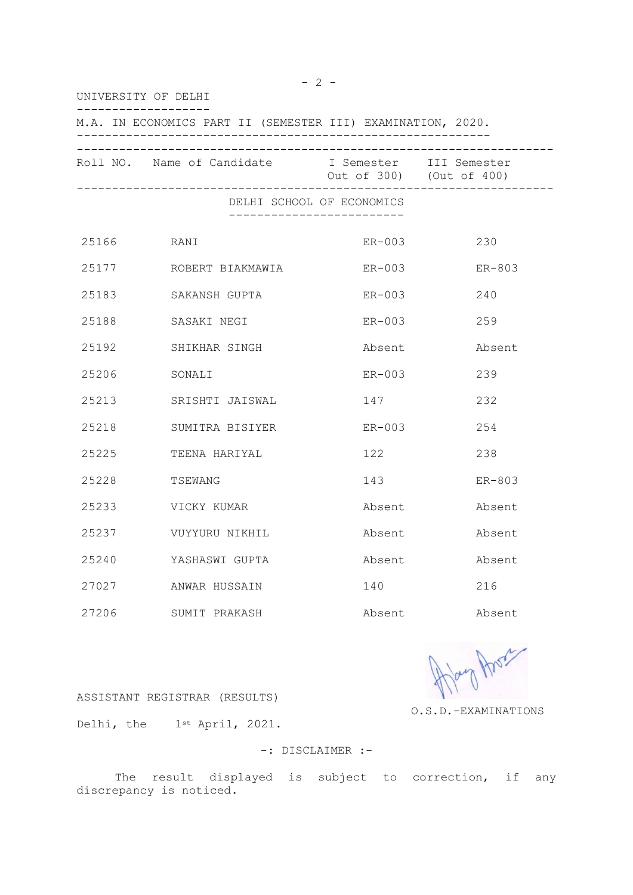UNIVERSITY OF DELHI

M.A. IN ECONOMICS PART II (SEMESTER III) EXAMINATION, 2020.

| Roll NO. | Name of Candidate | I Semester Out of 300) | III Semester (Out of 400) |
|---|---|---|---|
| | DELHI SCHOOL OF ECONOMICS | | |
| 25166 | RANI | ER-003 | 230 |
| 25177 | ROBERT BIAKMAWIA | ER-003 | ER-803 |
| 25183 | SAKANSH GUPTA | ER-003 | 240 |
| 25188 | SASAKI NEGI | ER-003 | 259 |
| 25192 | SHIKHAR SINGH | Absent | Absent |
| 25206 | SONALI | ER-003 | 239 |
| 25213 | SRISHTI JAISWAL | 147 | 232 |
| 25218 | SUMITRA BISIYER | ER-003 | 254 |
| 25225 | TEENA HARIYAL | 122 | 238 |
| 25228 | TSEWANG | 143 | ER-803 |
| 25233 | VICKY KUMAR | Absent | Absent |
| 25237 | VUYYURU NIKHIL | Absent | Absent |
| 25240 | YASHASWI GUPTA | Absent | Absent |
| 27027 | ANWAR HUSSAIN | 140 | 216 |
| 27206 | SUMIT PRAKASH | Absent | Absent |

ASSISTANT REGISTRAR (RESULTS)

O.S.D.-EXAMINATIONS

Delhi, the 1st April, 2021.

-: DISCLAIMER :-

The result displayed is subject to correction, if any discrepancy is noticed.